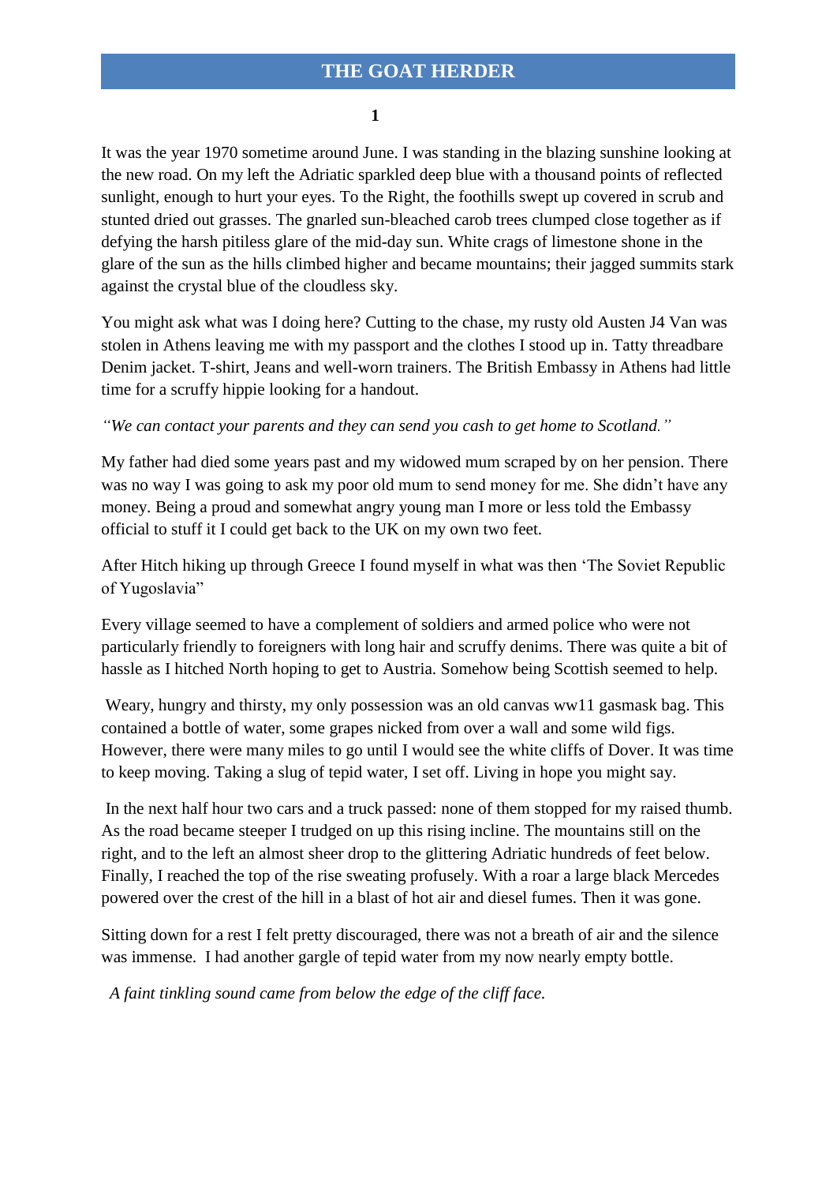# THE GOAT HERDER

**1**

It was the year 1970 sometime around June. I was standing in the blazing sunshine looking at the new road. On my left the Adriatic sparkled deep blue with a thousand points of reflected sunlight, enough to hurt your eyes. To the Right, the foothills swept up covered in scrub and stunted dried out grasses. The gnarled sun-bleached carob trees clumped close together as if defying the harsh pitiless glare of the mid-day sun. White crags of limestone shone in the glare of the sun as the hills climbed higher and became mountains; their jagged summits stark against the crystal blue of the cloudless sky.

You might ask what was I doing here? Cutting to the chase, my rusty old Austen J4 Van was stolen in Athens leaving me with my passport and the clothes I stood up in. Tatty threadbare Denim jacket. T-shirt, Jeans and well-worn trainers. The British Embassy in Athens had little time for a scruffy hippie looking for a handout.

*"We can contact your parents and they can send you cash to get home to Scotland."*

My father had died some years past and my widowed mum scraped by on her pension. There was no way I was going to ask my poor old mum to send money for me. She didn't have any money. Being a proud and somewhat angry young man I more or less told the Embassy official to stuff it I could get back to the UK on my own two feet.

After Hitch hiking up through Greece I found myself in what was then 'The Soviet Republic of Yugoslavia"

Every village seemed to have a complement of soldiers and armed police who were not particularly friendly to foreigners with long hair and scruffy denims. There was quite a bit of hassle as I hitched North hoping to get to Austria. Somehow being Scottish seemed to help.

Weary, hungry and thirsty, my only possession was an old canvas ww11 gasmask bag. This contained a bottle of water, some grapes nicked from over a wall and some wild figs. However, there were many miles to go until I would see the white cliffs of Dover. It was time to keep moving. Taking a slug of tepid water, I set off. Living in hope you might say.

In the next half hour two cars and a truck passed: none of them stopped for my raised thumb. As the road became steeper I trudged on up this rising incline. The mountains still on the right, and to the left an almost sheer drop to the glittering Adriatic hundreds of feet below. Finally, I reached the top of the rise sweating profusely. With a roar a large black Mercedes powered over the crest of the hill in a blast of hot air and diesel fumes. Then it was gone.

Sitting down for a rest I felt pretty discouraged, there was not a breath of air and the silence was immense. I had another gargle of tepid water from my now nearly empty bottle.

*A faint tinkling sound came from below the edge of the cliff face.*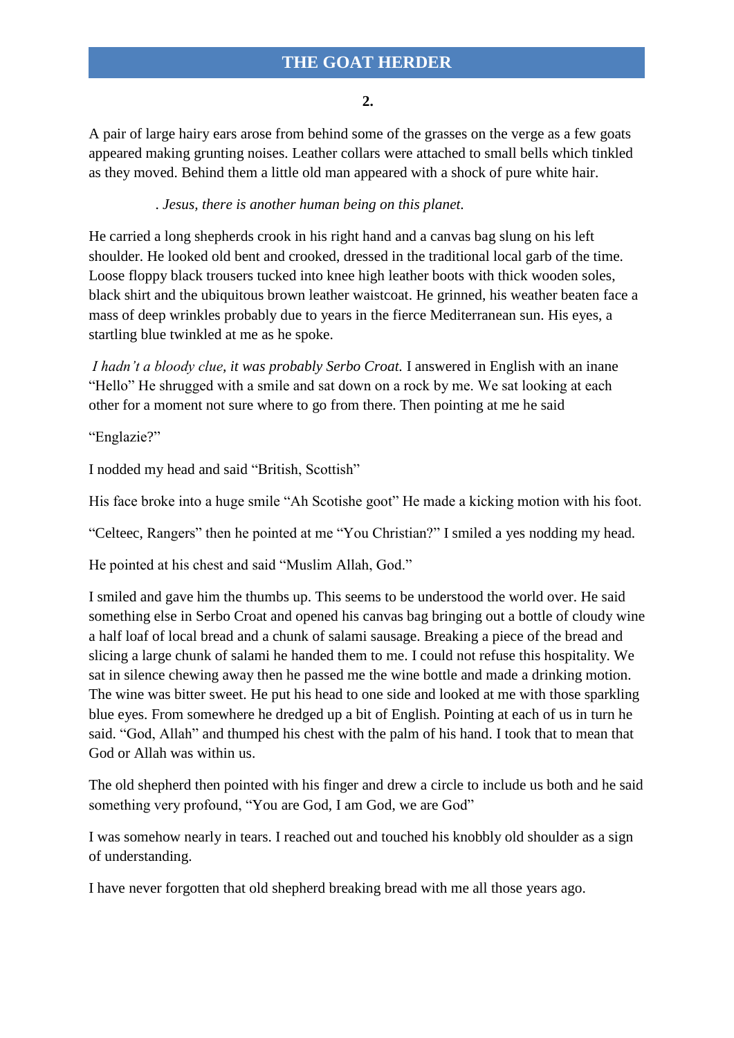# THE GOAT HERDER

**2.**

A pair of large hairy ears arose from behind some of the grasses on the verge as a few goats appeared making grunting noises. Leather collars were attached to small bells which tinkled as they moved. Behind them a little old man appeared with a shock of pure white hair.

*. Jesus, there is another human being on this planet.*

He carried a long shepherds crook in his right hand and a canvas bag slung on his left shoulder. He looked old bent and crooked, dressed in the traditional local garb of the time. Loose floppy black trousers tucked into knee high leather boots with thick wooden soles, black shirt and the ubiquitous brown leather waistcoat. He grinned, his weather beaten face a mass of deep wrinkles probably due to years in the fierce Mediterranean sun. His eyes, a startling blue twinkled at me as he spoke.

*I hadn't a bloody clue, it was probably Serbo Croat.* I answered in English with an inane "Hello" He shrugged with a smile and sat down on a rock by me. We sat looking at each other for a moment not sure where to go from there. Then pointing at me he said

"Englazie?"

I nodded my head and said "British, Scottish"

His face broke into a huge smile "Ah Scotishe goot" He made a kicking motion with his foot.

"Celteec, Rangers" then he pointed at me "You Christian?" I smiled a yes nodding my head.

He pointed at his chest and said "Muslim Allah, God."

I smiled and gave him the thumbs up. This seems to be understood the world over. He said something else in Serbo Croat and opened his canvas bag bringing out a bottle of cloudy wine a half loaf of local bread and a chunk of salami sausage. Breaking a piece of the bread and slicing a large chunk of salami he handed them to me. I could not refuse this hospitality. We sat in silence chewing away then he passed me the wine bottle and made a drinking motion. The wine was bitter sweet. He put his head to one side and looked at me with those sparkling blue eyes. From somewhere he dredged up a bit of English. Pointing at each of us in turn he said. "God, Allah" and thumped his chest with the palm of his hand. I took that to mean that God or Allah was within us.

The old shepherd then pointed with his finger and drew a circle to include us both and he said something very profound, "You are God, I am God, we are God"

I was somehow nearly in tears. I reached out and touched his knobbly old shoulder as a sign of understanding.

I have never forgotten that old shepherd breaking bread with me all those years ago.